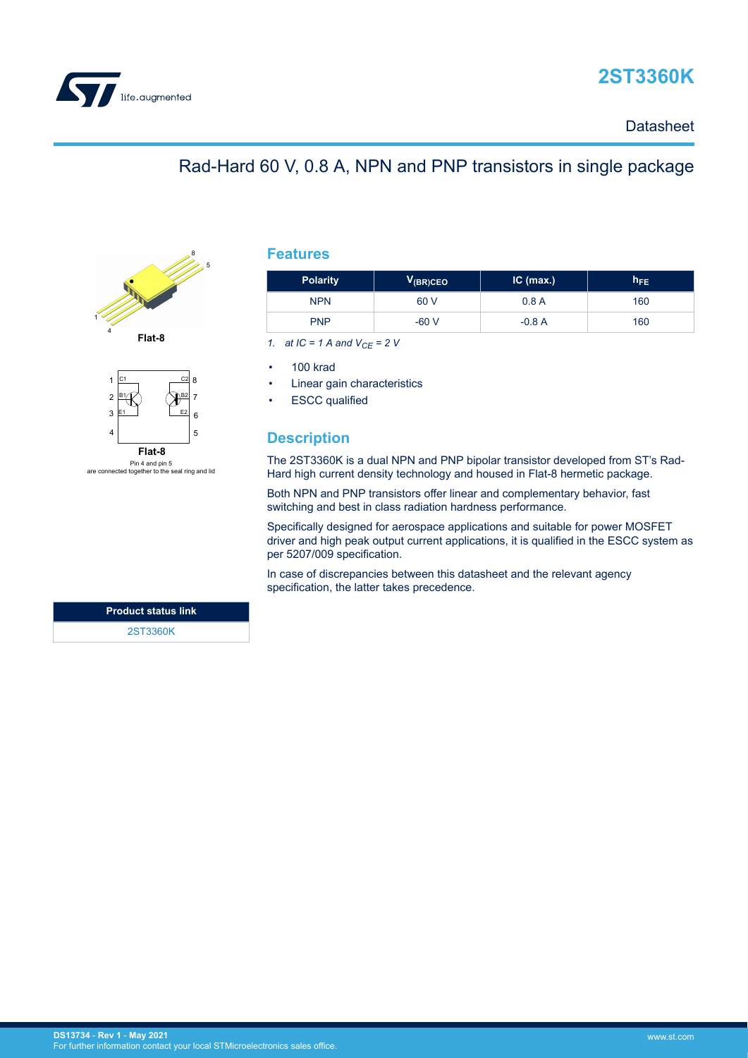# 2ST3360K

Datasheet

## Rad-Hard 60 V, 0.8 A, NPN and PNP transistors in single package

Flat-8

Flat-8

Pin 4 and pin 5 are connected together to the seal ring and lid

## Features

| Polarity | $V_{(BR)CEO}$ | IC (max.) | $h_{FE}$ |
|---|---|---|---|
| NPN | 60 V | 0.8 A | 160 |
| PNP | -60 V | -0.8 A | 160 |

1. *at IC = 1 A and $V_{CE}$ = 2 V*

- 100 krad
- Linear gain characteristics
- ESCC qualified

## Description

The 2ST3360K is a dual NPN and PNP bipolar transistor developed from ST's Rad-Hard high current density technology and housed in Flat-8 hermetic package.

Both NPN and PNP transistors offer linear and complementary behavior, fast switching and best in class radiation hardness performance.

Specifically designed for aerospace applications and suitable for power MOSFET driver and high peak output current applications, it is qualified in the ESCC system as per 5207/009 specification.

In case of discrepancies between this datasheet and the relevant agency specification, the latter takes precedence.

| Product status link |
|---|
| 2ST3360K |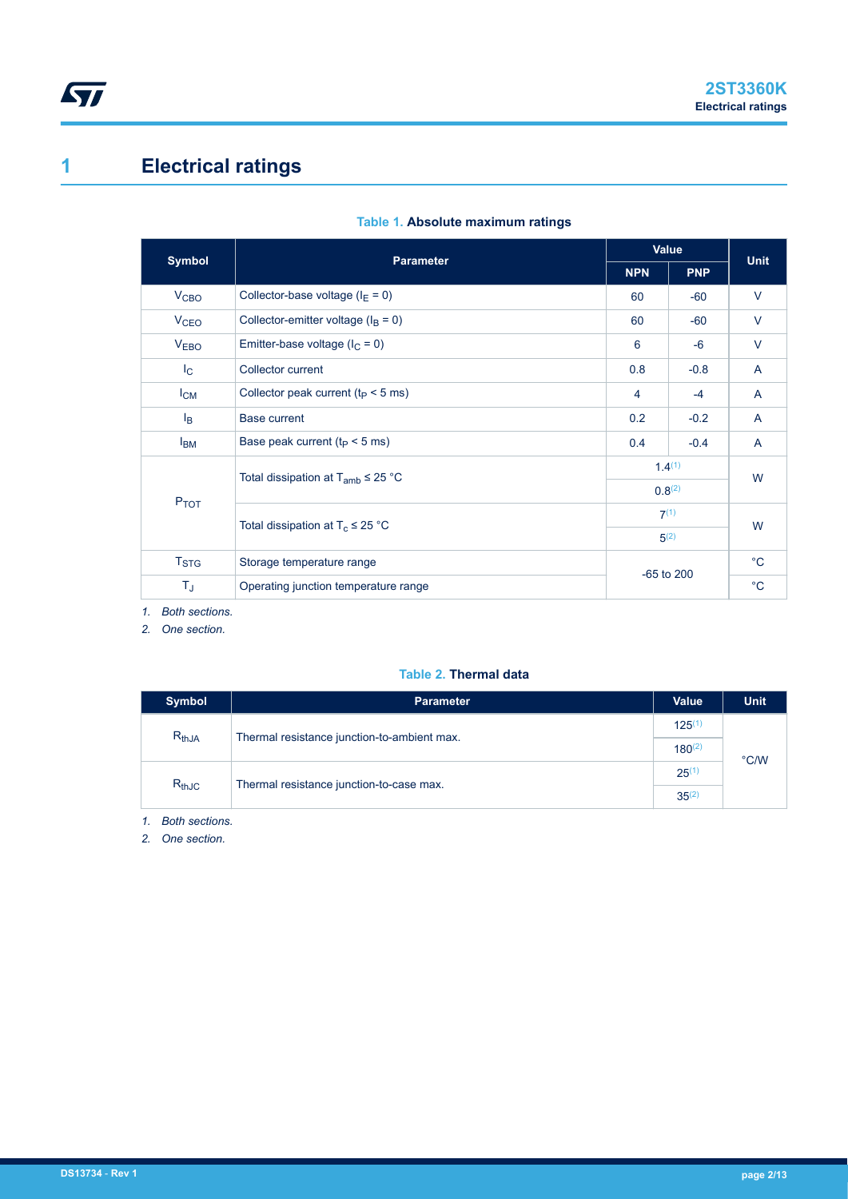# 1 Electrical ratings

**Table 1. Absolute maximum ratings**

| Symbol | Parameter | Value | | Unit |
|---|---|---|---|---|
| | | NPN | PNP | |
| $V_{CBO}$ | Collector-base voltage ($I_E = 0$) | 60 | -60 | V |
| $V_{CEO}$ | Collector-emitter voltage ($I_B = 0$) | 60 | -60 | V |
| $V_{EBO}$ | Emitter-base voltage ($I_C = 0$) | 6 | -6 | V |
| $I_C$ | Collector current | 0.8 | -0.8 | A |
| $I_{CM}$ | Collector peak current ($t_P < 5$ ms) | 4 | -4 | A |
| $I_B$ | Base current | 0.2 | -0.2 | A |
| $I_{BM}$ | Base peak current ($t_P < 5$ ms) | 0.4 | -0.4 | A |
| $P_{TOT}$ | Total dissipation at $T_{amb} \leq 25$ °C | 1.4(1) | | W |
| | | 0.8(2) | | |
| | Total dissipation at $T_c \leq 25$ °C | 7(1) | | W |
| | | 5(2) | | |
| $T_{STG}$ | Storage temperature range | -65 to 200 | | °C |
| $T_J$ | Operating junction temperature range | | | °C |

*1. Both sections.*

*2. One section.*

**Table 2. Thermal data**

| Symbol | Parameter | Value | Unit |
|---|---|---|---|
| $R_{thJA}$ | Thermal resistance junction-to-ambient max. | 125(1) | °C/W |
| | | 180(2) | |
| $R_{thJC}$ | Thermal resistance junction-to-case max. | 25(1) | |
| | | 35(2) | |

*1. Both sections.*

*2. One section.*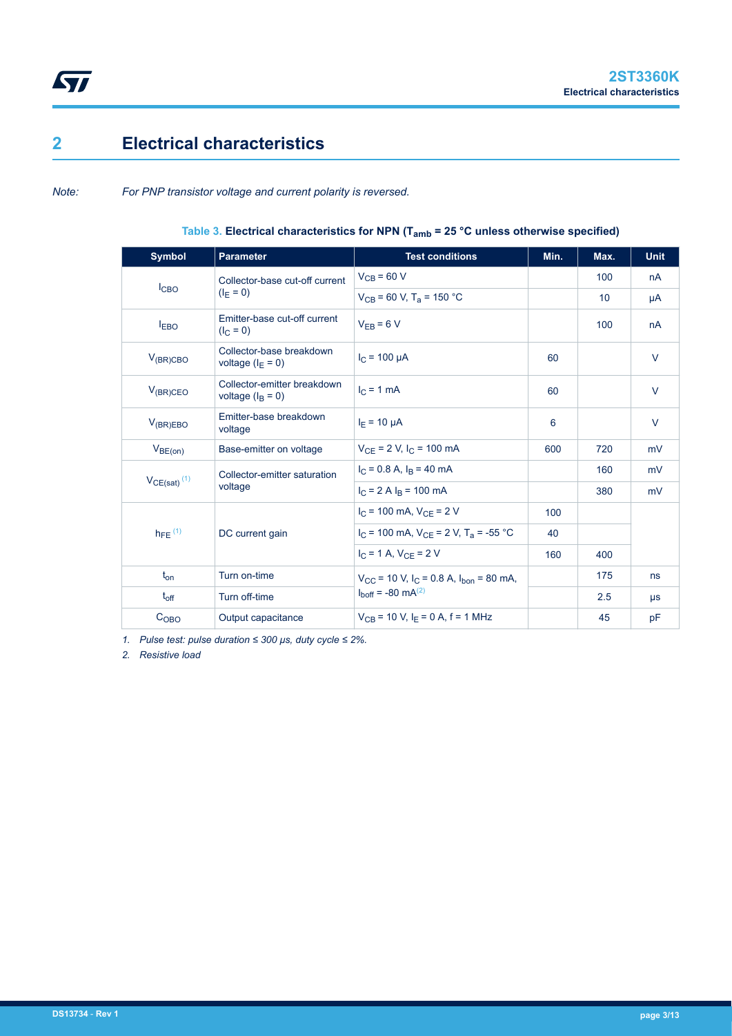# 2 Electrical characteristics

*Note: For PNP transistor voltage and current polarity is reversed.*

**Table 3. Electrical characteristics for NPN ($T_{amb}$ = 25 °C unless otherwise specified)**

| Symbol | Parameter | Test conditions | Min. | Max. | Unit |
|---|---|---|---|---|---|
| $I_{CBO}$ | Collector-base cut-off current ($I_E = 0$) | $V_{CB}$ = 60 V | | 100 | nA |
| | | $V_{CB}$ = 60 V, $T_a$ = 150 °C | | 10 | µA |
| $I_{EBO}$ | Emitter-base cut-off current ($I_C = 0$) | $V_{EB}$ = 6 V | | 100 | nA |
| $V_{(BR)CBO}$ | Collector-base breakdown voltage ($I_E = 0$) | $I_C$ = 100 µA | 60 | | V |
| $V_{(BR)CEO}$ | Collector-emitter breakdown voltage ($I_B = 0$) | $I_C$ = 1 mA | 60 | | V |
| $V_{(BR)EBO}$ | Emitter-base breakdown voltage | $I_E$ = 10 µA | 6 | | V |
| $V_{BE(on)}$ | Base-emitter on voltage | $V_{CE}$ = 2 V, $I_C$ = 100 mA | 600 | 720 | mV |
| $V_{CE(sat)}$ [1] | Collector-emitter saturation voltage | $I_C$ = 0.8 A, $I_B$ = 40 mA | | 160 | mV |
| | | $I_C$ = 2 A $I_B$ = 100 mA | | 380 | mV |
| $h_{FE}$ [1] | DC current gain | $I_C$ = 100 mA, $V_{CE}$ = 2 V | 100 | | |
| | | $I_C$ = 100 mA, $V_{CE}$ = 2 V, $T_a$ = -55 °C | 40 | | |
| | | $I_C$ = 1 A, $V_{CE}$ = 2 V | 160 | 400 | |
| $t_{on}$ | Turn on-time | $V_{CC}$ = 10 V, $I_C$ = 0.8 A, $I_{bon}$ = 80 mA, $I_{boff}$ = -80 mA[2] | | 175 | ns |
| $t_{off}$ | Turn off-time | | | 2.5 | µs |
| $C_{OBO}$ | Output capacitance | $V_{CB}$ = 10 V, $I_E$ = 0 A, f = 1 MHz | | 45 | pF |

1. *Pulse test: pulse duration ≤ 300 µs, duty cycle ≤ 2%.*
2. *Resistive load*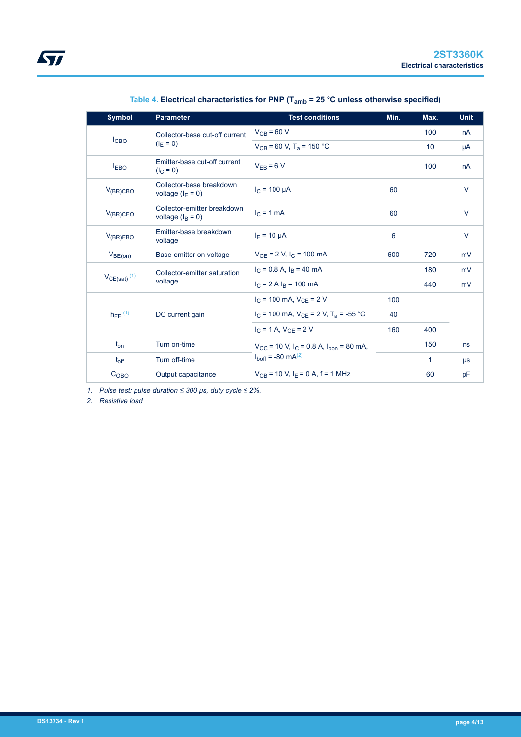**Table 4. Electrical characteristics for PNP ($T_{amb}$ = 25 °C unless otherwise specified)**

| Symbol | Parameter | Test conditions | Min. | Max. | Unit |
|---|---|---|---|---|---|
| $I_{CBO}$ | Collector-base cut-off current ($I_E$ = 0) | $V_{CB}$ = 60 V | | 100 | nA |
| | | $V_{CB}$ = 60 V, $T_a$ = 150 °C | | 10 | µA |
| $I_{EBO}$ | Emitter-base cut-off current ($I_C$ = 0) | $V_{EB}$ = 6 V | | 100 | nA |
| $V_{(BR)CBO}$ | Collector-base breakdown voltage ($I_E$ = 0) | $I_C$ = 100 µA | 60 | | V |
| $V_{(BR)CEO}$ | Collector-emitter breakdown voltage ($I_B$ = 0) | $I_C$ = 1 mA | 60 | | V |
| $V_{(BR)EBO}$ | Emitter-base breakdown voltage | $I_E$ = 10 µA | 6 | | V |
| $V_{BE(on)}$ | Base-emitter on voltage | $V_{CE}$ = 2 V, $I_C$ = 100 mA | 600 | 720 | mV |
| $V_{CE(sat)}$ [(1)] | Collector-emitter saturation voltage | $I_C$ = 0.8 A, $I_B$ = 40 mA | | 180 | mV |
| | | $I_C$ = 2 A $I_B$ = 100 mA | | 440 | mV |
| $h_{FE}$ [(1)] | DC current gain | $I_C$ = 100 mA, $V_{CE}$ = 2 V | 100 | | |
| | | $I_C$ = 100 mA, $V_{CE}$ = 2 V, $T_a$ = -55 °C | 40 | | |
| | | $I_C$ = 1 A, $V_{CE}$ = 2 V | 160 | 400 | |
| $t_{on}$ | Turn on-time | $V_{CC}$ = 10 V, $I_C$ = 0.8 A, $I_{bon}$ = 80 mA, $I_{boff}$ = -80 mA[(2)] | | 150 | ns |
| $t_{off}$ | Turn off-time | | | 1 | µs |
| $C_{OBO}$ | Output capacitance | $V_{CB}$ = 10 V, $I_E$ = 0 A, f = 1 MHz | | 60 | pF |

1. *Pulse test: pulse duration ≤ 300 µs, duty cycle ≤ 2%.*
2. *Resistive load*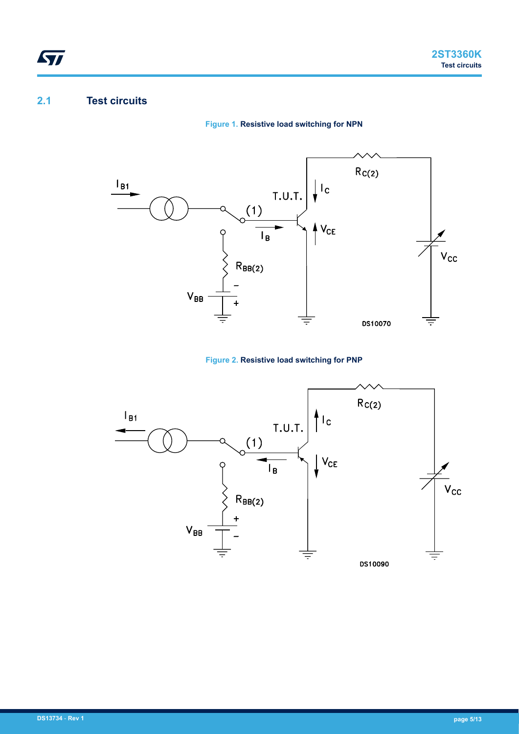## 2.1 Test circuits

**Figure 1. Resistive load switching for NPN**

**Figure 2. Resistive load switching for PNP**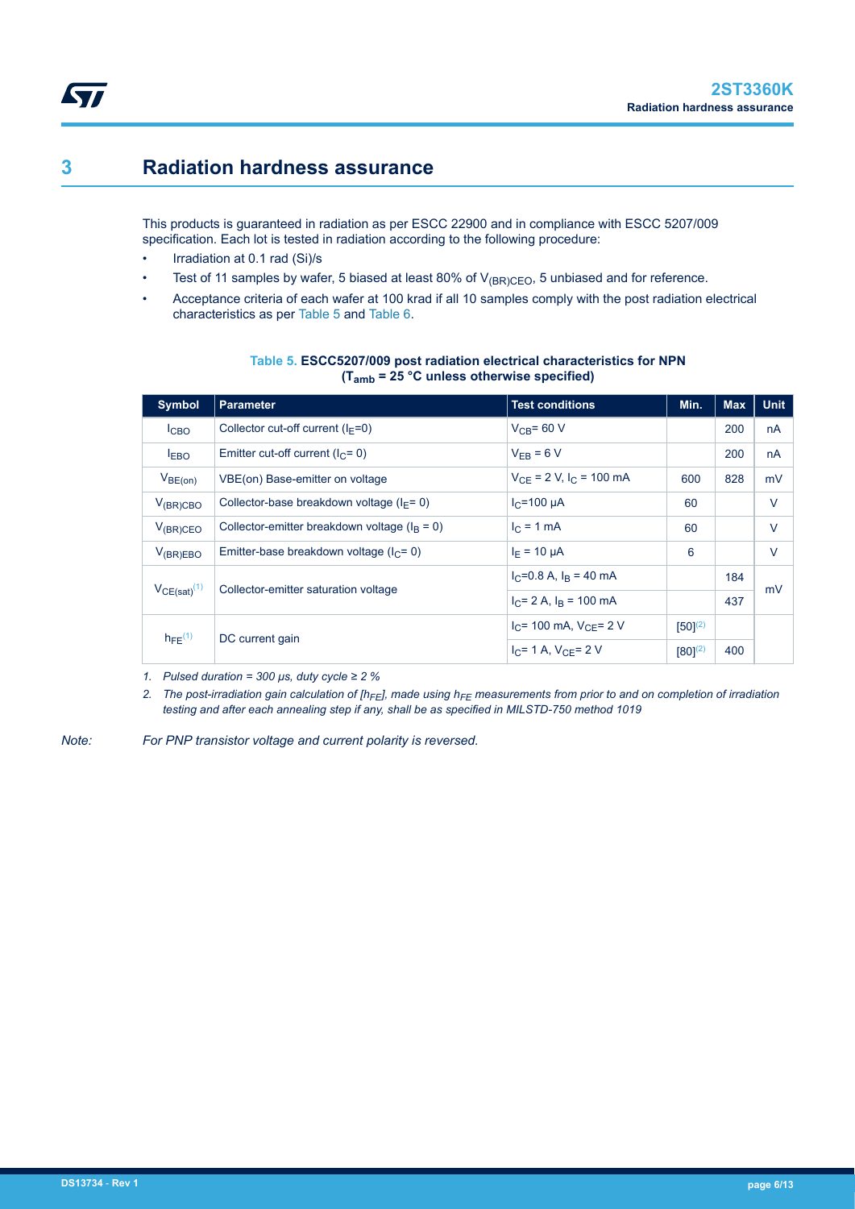# 3 Radiation hardness assurance

This products is guaranteed in radiation as per ESCC 22900 and in compliance with ESCC 5207/009 specification. Each lot is tested in radiation according to the following procedure:

- Irradiation at 0.1 rad (Si)/s
- Test of 11 samples by wafer, 5 biased at least 80% of $V_{(BR)CEO}$, 5 unbiased and for reference.
- Acceptance criteria of each wafer at 100 krad if all 10 samples comply with the post radiation electrical characteristics as per Table 5 and Table 6.

**Table 5. ESCC5207/009 post radiation electrical characteristics for NPN ($T_{amb}$ = 25 °C unless otherwise specified)**

| Symbol | Parameter | Test conditions | Min. | Max | Unit |
|---|---|---|---|---|---|
| $I_{CBO}$ | Collector cut-off current ($I_E$=0) | $V_{CB}$= 60 V | | 200 | nA |
| $I_{EBO}$ | Emitter cut-off current ($I_C$= 0) | $V_{EB}$ = 6 V | | 200 | nA |
| $V_{BE(on)}$ | VBE(on) Base-emitter on voltage | $V_{CE}$ = 2 V, $I_C$ = 100 mA | 600 | 828 | mV |
| $V_{(BR)CBO}$ | Collector-base breakdown voltage ($I_E$= 0) | $I_C$=100 µA | 60 | | V |
| $V_{(BR)CEO}$ | Collector-emitter breakdown voltage ($I_B$ = 0) | $I_C$ = 1 mA | 60 | | V |
| $V_{(BR)EBO}$ | Emitter-base breakdown voltage ($I_C$= 0) | $I_E$ = 10 µA | 6 | | V |
| $V_{CE(sat)}$ [(1)] | Collector-emitter saturation voltage | $I_C$=0.8 A, $I_B$ = 40 mA | | 184 | mV |
| | | $I_C$= 2 A, $I_B$ = 100 mA | | 437 | |
| $h_{FE}$ [(1)] | DC current gain | $I_C$= 100 mA, $V_{CE}$= 2 V | [50][(2)] | | |
| | | $I_C$= 1 A, $V_{CE}$= 2 V | [80][(2)] | 400 | |

*1. Pulsed duration = 300 µs, duty cycle ≥ 2 %*

*2. The post-irradiation gain calculation of [$h_{FE}$], made using $h_{FE}$ measurements from prior to and on completion of irradiation testing and after each annealing step if any, shall be as specified in MILSTD-750 method 1019*

*Note: For PNP transistor voltage and current polarity is reversed.*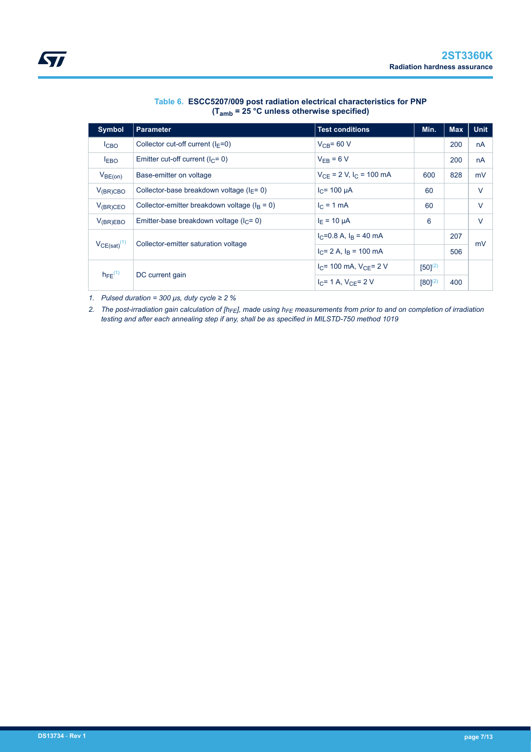**Table 6. ESCC5207/009 post radiation electrical characteristics for PNP ($T_{amb}$ = 25 °C unless otherwise specified)**

| Symbol | Parameter | Test conditions | Min. | Max | Unit |
| --- | --- | --- | --- | --- | --- |
| $I_{CBO}$ | Collector cut-off current ($I_E$=0) | $V_{CB}$= 60 V | | 200 | nA |
| $I_{EBO}$ | Emitter cut-off current ($I_C$= 0) | $V_{EB}$ = 6 V | | 200 | nA |
| $V_{BE(on)}$ | Base-emitter on voltage | $V_{CE}$ = 2 V, $I_C$ = 100 mA | 600 | 828 | mV |
| $V_{(BR)CBO}$ | Collector-base breakdown voltage ($I_E$= 0) | $I_C$= 100 μA | 60 | | V |
| $V_{(BR)CEO}$ | Collector-emitter breakdown voltage ($I_B$ = 0) | $I_C$ = 1 mA | 60 | | V |
| $V_{(BR)EBO}$ | Emitter-base breakdown voltage ($I_C$= 0) | $I_E$ = 10 μA | 6 | | V |
| $V_{CE(sat)}$ [(1)] | Collector-emitter saturation voltage | $I_C$=0.8 A, $I_B$ = 40 mA | | 207 | mV |
| | | $I_C$= 2 A, $I_B$ = 100 mA | | 506 | |
| $h_{FE}$ [(1)] | DC current gain | $I_C$= 100 mA, $V_{CE}$= 2 V | [50][(2)] | | |
| | | $I_C$= 1 A, $V_{CE}$= 2 V | [80][(2)] | 400 | |

1. *Pulsed duration = 300 μs, duty cycle ≥ 2 %*
2. *The post-irradiation gain calculation of [$h_{FE}$], made using $h_{FE}$ measurements from prior to and on completion of irradiation testing and after each annealing step if any, shall be as specified in MILSTD-750 method 1019*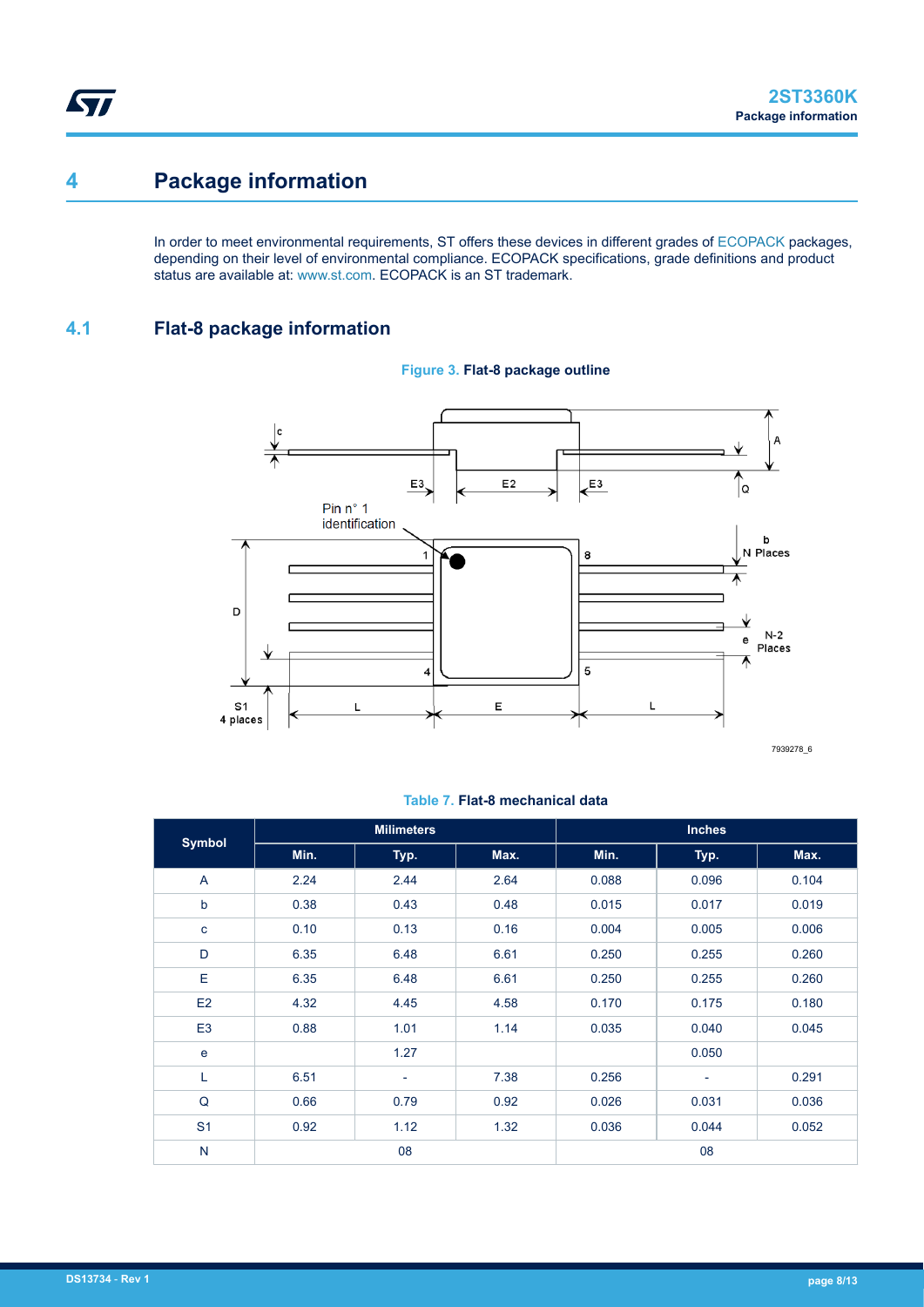# 4 Package information

In order to meet environmental requirements, ST offers these devices in different grades of ECOPACK packages, depending on their level of environmental compliance. ECOPACK specifications, grade definitions and product status are available at: www.st.com. ECOPACK is an ST trademark.

## 4.1 Flat-8 package information

**Figure 3. Flat-8 package outline**

**Table 7. Flat-8 mechanical data**

| Symbol | Milimeters | | | Inches | | |
|---|---|---|---|---|---|---|
| | Min. | Typ. | Max. | Min. | Typ. | Max. |
| A | 2.24 | 2.44 | 2.64 | 0.088 | 0.096 | 0.104 |
| b | 0.38 | 0.43 | 0.48 | 0.015 | 0.017 | 0.019 |
| c | 0.10 | 0.13 | 0.16 | 0.004 | 0.005 | 0.006 |
| D | 6.35 | 6.48 | 6.61 | 0.250 | 0.255 | 0.260 |
| E | 6.35 | 6.48 | 6.61 | 0.250 | 0.255 | 0.260 |
| E2 | 4.32 | 4.45 | 4.58 | 0.170 | 0.175 | 0.180 |
| E3 | 0.88 | 1.01 | 1.14 | 0.035 | 0.040 | 0.045 |
| e | | 1.27 | | | 0.050 | |
| L | 6.51 | - | 7.38 | 0.256 | - | 0.291 |
| Q | 0.66 | 0.79 | 0.92 | 0.026 | 0.031 | 0.036 |
| S1 | 0.92 | 1.12 | 1.32 | 0.036 | 0.044 | 0.052 |
| N | | 08 | | | 08 | |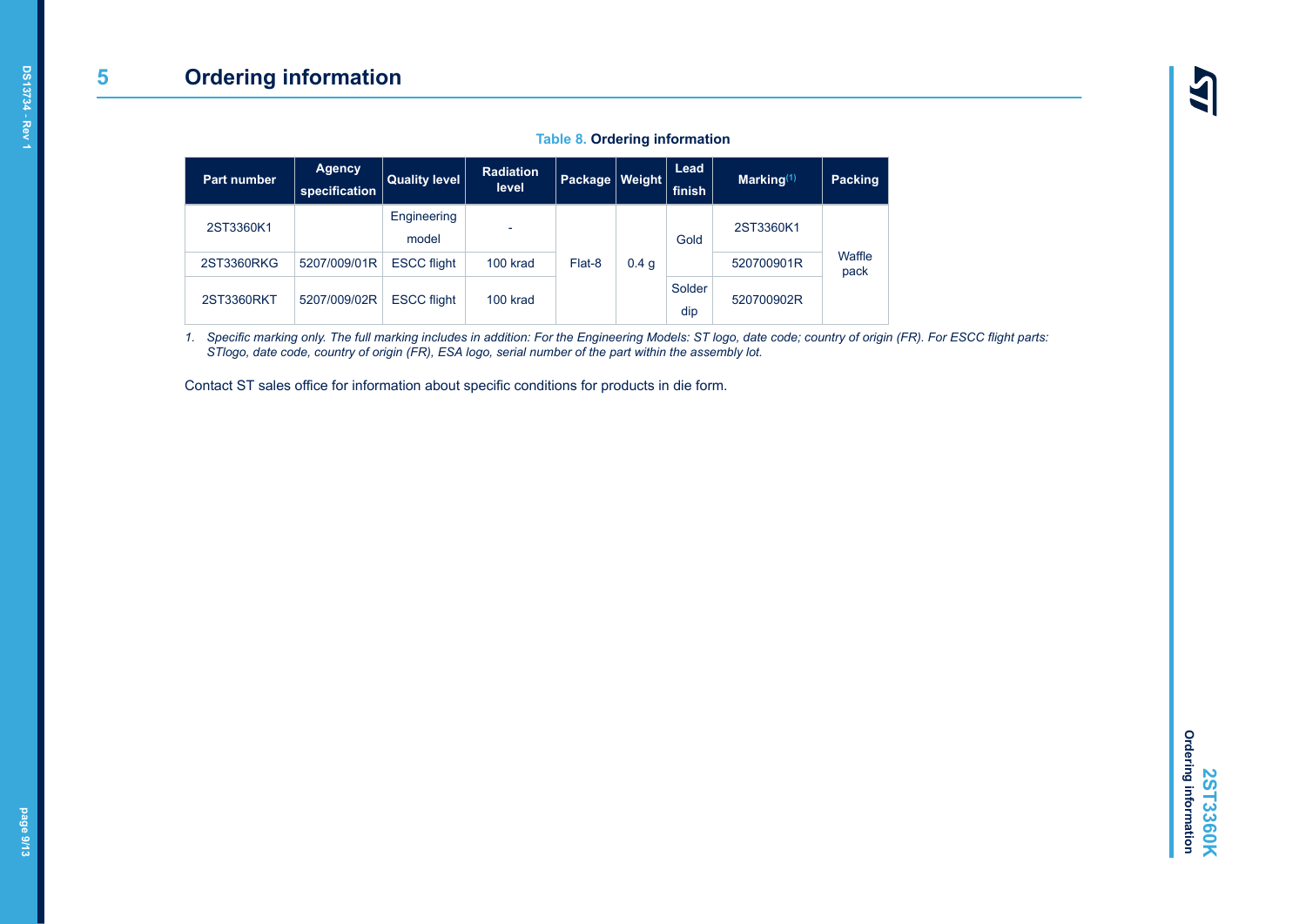# 5 Ordering information

**Table 8. Ordering information**

| Part number | Agency specification | Quality level | Radiation level | Package | Weight | Lead finish | Marking(1) | Packing |
|---|---|---|---|---|---|---|---|---|
| 2ST3360K1 | | Engineering model | - | Flat-8 | 0.4 g | Gold | 2ST3360K1 | Waffle pack |
| 2ST3360RKG | 5207/009/01R | ESCC flight | 100 krad | | | | 520700901R | |
| 2ST3360RKT | 5207/009/02R | ESCC flight | 100 krad | | | Solder dip | 520700902R | |

1. *Specific marking only. The full marking includes in addition: For the Engineering Models: ST logo, date code; country of origin (FR). For ESCC flight parts: STlogo, date code, country of origin (FR), ESA logo, serial number of the part within the assembly lot.*

Contact ST sales office for information about specific conditions for products in die form.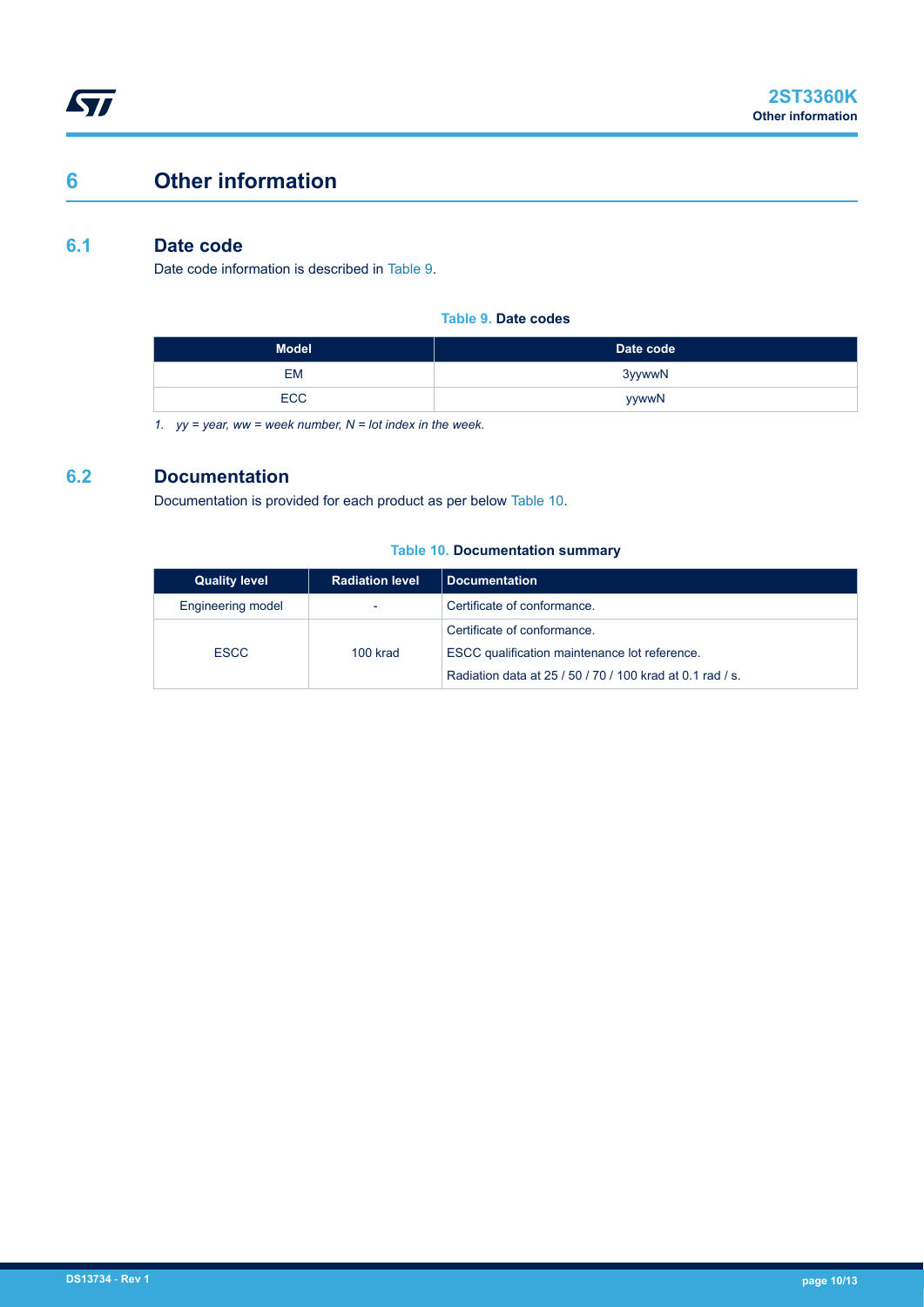# 6 Other information

## 6.1 Date code

Date code information is described in Table 9.

**Table 9. Date codes**

| Model | Date code |
| --- | --- |
| EM | 3yywwN |
| ECC | yywwN |

*1. yy = year, ww = week number, N = lot index in the week.*

## 6.2 Documentation

Documentation is provided for each product as per below Table 10.

**Table 10. Documentation summary**

| Quality level | Radiation level | Documentation |
| --- | --- | --- |
| Engineering model | - | Certificate of conformance. |
| ESCC | 100 krad | Certificate of conformance.<br>ESCC qualification maintenance lot reference.<br>Radiation data at 25 / 50 / 70 / 100 krad at 0.1 rad / s. |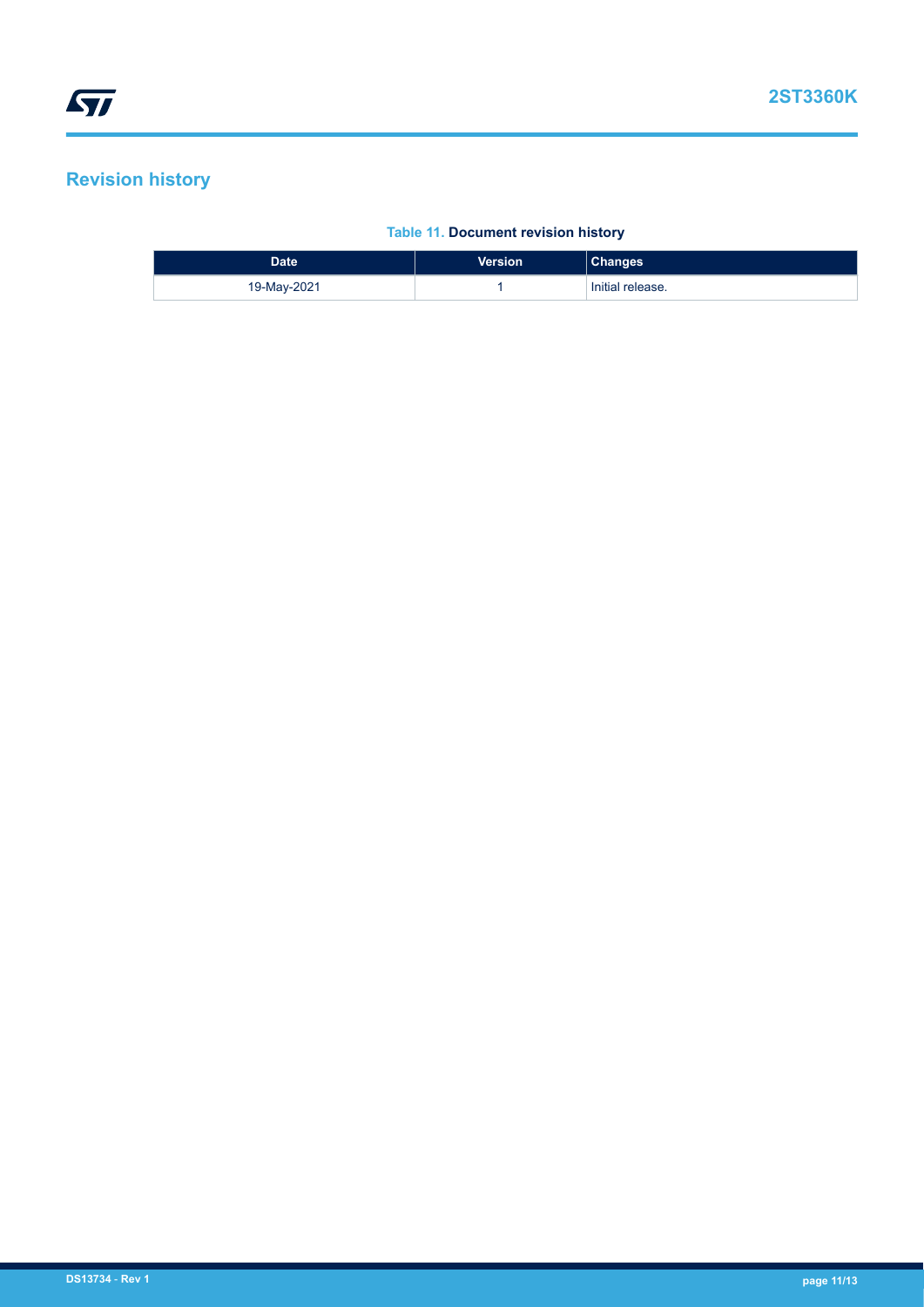## Revision history

**Table 11. Document revision history**

| Date | Version | Changes |
|---|---|---|
| 19-May-2021 | 1 | Initial release. |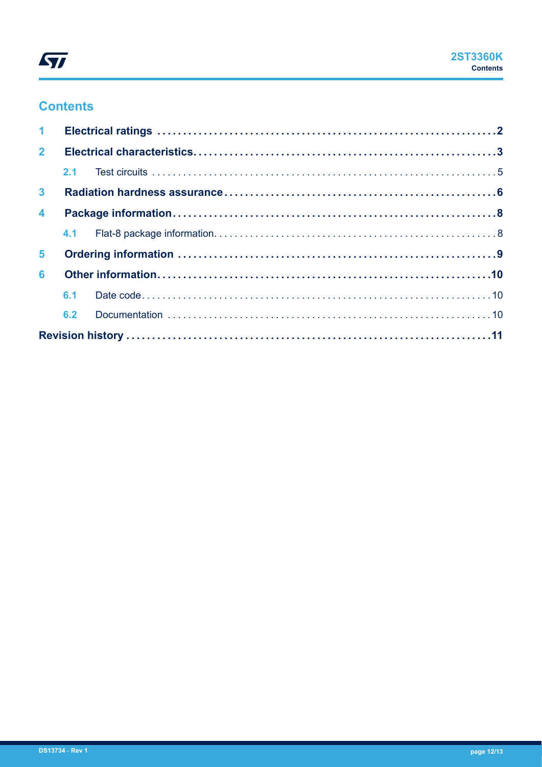## Contents

| | | |
|---|---|---|
| **1** | **Electrical ratings** | **2** |
| **2** | **Electrical characteristics** | **3** |
| 2.1 | Test circuits | 5 |
| **3** | **Radiation hardness assurance** | **6** |
| **4** | **Package information** | **8** |
| 4.1 | Flat-8 package information | 8 |
| **5** | **Ordering information** | **9** |
| **6** | **Other information** | **10** |
| 6.1 | Date code | 10 |
| 6.2 | Documentation | 10 |
| | **Revision history** | **11** |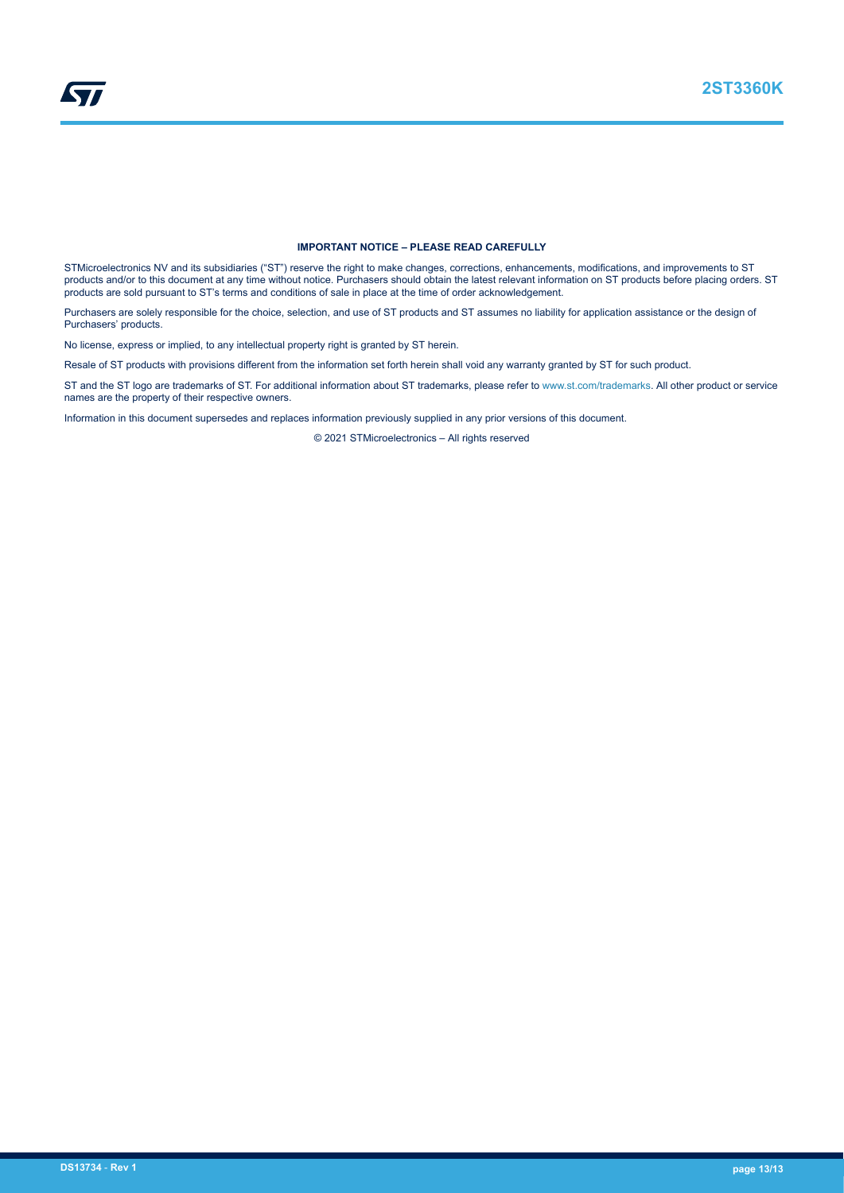**IMPORTANT NOTICE – PLEASE READ CAREFULLY**

STMicroelectronics NV and its subsidiaries ("ST") reserve the right to make changes, corrections, enhancements, modifications, and improvements to ST products and/or to this document at any time without notice. Purchasers should obtain the latest relevant information on ST products before placing orders. ST products are sold pursuant to ST's terms and conditions of sale in place at the time of order acknowledgement.

Purchasers are solely responsible for the choice, selection, and use of ST products and ST assumes no liability for application assistance or the design of Purchasers' products.

No license, express or implied, to any intellectual property right is granted by ST herein.

Resale of ST products with provisions different from the information set forth herein shall void any warranty granted by ST for such product.

ST and the ST logo are trademarks of ST. For additional information about ST trademarks, please refer to www.st.com/trademarks. All other product or service names are the property of their respective owners.

Information in this document supersedes and replaces information previously supplied in any prior versions of this document.

© 2021 STMicroelectronics – All rights reserved